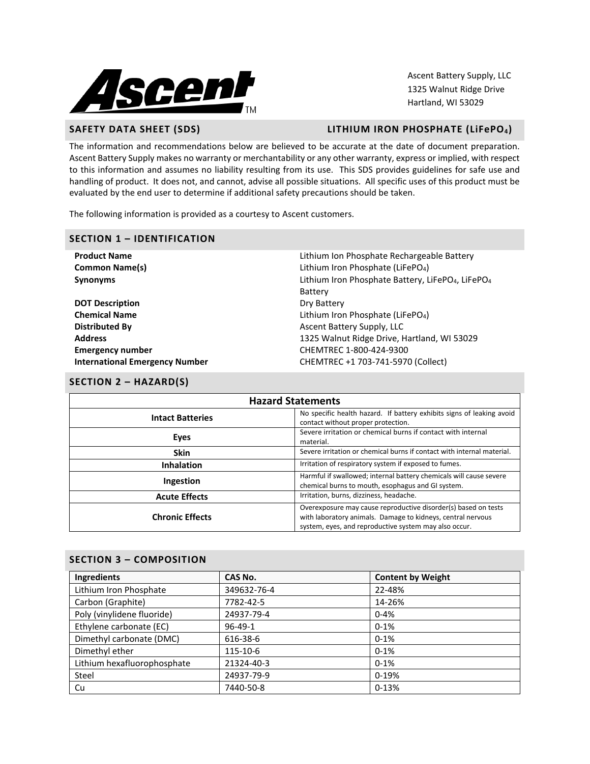**Ascent™**

Ascent Battery Supply, LLC
1325 Walnut Ridge Drive
Hartland, WI 53029

## SAFETY DATA SHEET (SDS) — LITHIUM IRON PHOSPHATE ($LiFePO_4$)

The information and recommendations below are believed to be accurate at the date of document preparation. Ascent Battery Supply makes no warranty or merchantability or any other warranty, express or implied, with respect to this information and assumes no liability resulting from its use. This SDS provides guidelines for safe use and handling of product. It does not, and cannot, advise all possible situations. All specific uses of this product must be evaluated by the end user to determine if additional safety precautions should be taken.

The following information is provided as a courtesy to Ascent customers.

## SECTION 1 – IDENTIFICATION

| | |
|---|---|
| **Product Name** | Lithium Ion Phosphate Rechargeable Battery |
| **Common Name(s)** | Lithium Iron Phosphate ($LiFePO_4$) |
| **Synonyms** | Lithium Iron Phosphate Battery, $LiFePO_4$, $LiFePO_4$ Battery |
| **DOT Description** | Dry Battery |
| **Chemical Name** | Lithium Iron Phosphate ($LiFePO_4$) |
| **Distributed By** | Ascent Battery Supply, LLC |
| **Address** | 1325 Walnut Ridge Drive, Hartland, WI 53029 |
| **Emergency number** | CHEMTREC 1-800-424-9300 |
| **International Emergency Number** | CHEMTREC +1 703-741-5970 (Collect) |

## SECTION 2 – HAZARD(S)

| Hazard Statements | |
|---|---|
| **Intact Batteries** | No specific health hazard. If battery exhibits signs of leaking avoid contact without proper protection. |
| **Eyes** | Severe irritation or chemical burns if contact with internal material. |
| **Skin** | Severe irritation or chemical burns if contact with internal material. |
| **Inhalation** | Irritation of respiratory system if exposed to fumes. |
| **Ingestion** | Harmful if swallowed; internal battery chemicals will cause severe chemical burns to mouth, esophagus and GI system. |
| **Acute Effects** | Irritation, burns, dizziness, headache. |
| **Chronic Effects** | Overexposure may cause reproductive disorder(s) based on tests with laboratory animals. Damage to kidneys, central nervous system, eyes, and reproductive system may also occur. |

## SECTION 3 – COMPOSITION

| Ingredients | CAS No. | Content by Weight |
|---|---|---|
| Lithium Iron Phosphate | 349632-76-4 | 22-48% |
| Carbon (Graphite) | 7782-42-5 | 14-26% |
| Poly (vinylidene fluoride) | 24937-79-4 | 0-4% |
| Ethylene carbonate (EC) | 96-49-1 | 0-1% |
| Dimethyl carbonate (DMC) | 616-38-6 | 0-1% |
| Dimethyl ether | 115-10-6 | 0-1% |
| Lithium hexafluorophosphate | 21324-40-3 | 0-1% |
| Steel | 24937-79-9 | 0-19% |
| Cu | 7440-50-8 | 0-13% |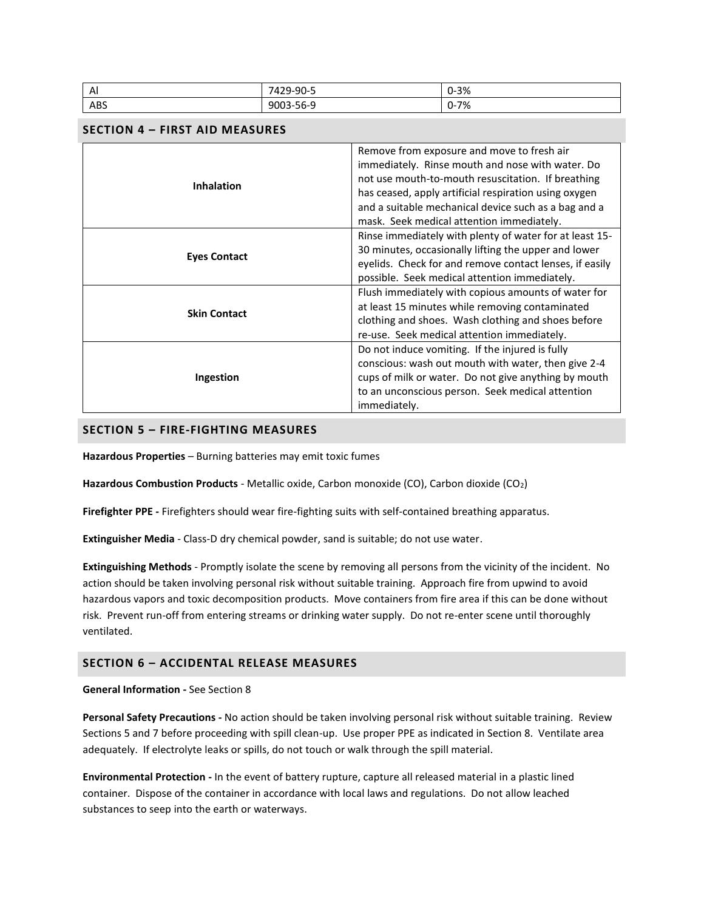| Al | 7429-90-5 | 0-3% |
| --- | --- | --- |
| ABS | 9003-56-9 | 0-7% |

## SECTION 4 – FIRST AID MEASURES

| | |
| --- | --- |
| **Inhalation** | Remove from exposure and move to fresh air immediately. Rinse mouth and nose with water. Do not use mouth-to-mouth resuscitation. If breathing has ceased, apply artificial respiration using oxygen and a suitable mechanical device such as a bag and a mask. Seek medical attention immediately. |
| **Eyes Contact** | Rinse immediately with plenty of water for at least 15-30 minutes, occasionally lifting the upper and lower eyelids. Check for and remove contact lenses, if easily possible. Seek medical attention immediately. |
| **Skin Contact** | Flush immediately with copious amounts of water for at least 15 minutes while removing contaminated clothing and shoes. Wash clothing and shoes before re-use. Seek medical attention immediately. |
| **Ingestion** | Do not induce vomiting. If the injured is fully conscious: wash out mouth with water, then give 2-4 cups of milk or water. Do not give anything by mouth to an unconscious person. Seek medical attention immediately. |

## SECTION 5 – FIRE-FIGHTING MEASURES

**Hazardous Properties** – Burning batteries may emit toxic fumes

**Hazardous Combustion Products** - Metallic oxide, Carbon monoxide (CO), Carbon dioxide ($CO_2$)

**Firefighter PPE -** Firefighters should wear fire-fighting suits with self-contained breathing apparatus.

**Extinguisher Media** - Class-D dry chemical powder, sand is suitable; do not use water.

**Extinguishing Methods** - Promptly isolate the scene by removing all persons from the vicinity of the incident. No action should be taken involving personal risk without suitable training. Approach fire from upwind to avoid hazardous vapors and toxic decomposition products. Move containers from fire area if this can be done without risk. Prevent run-off from entering streams or drinking water supply. Do not re-enter scene until thoroughly ventilated.

## SECTION 6 – ACCIDENTAL RELEASE MEASURES

**General Information -** See Section 8

**Personal Safety Precautions -** No action should be taken involving personal risk without suitable training. Review Sections 5 and 7 before proceeding with spill clean-up. Use proper PPE as indicated in Section 8. Ventilate area adequately. If electrolyte leaks or spills, do not touch or walk through the spill material.

**Environmental Protection -** In the event of battery rupture, capture all released material in a plastic lined container. Dispose of the container in accordance with local laws and regulations. Do not allow leached substances to seep into the earth or waterways.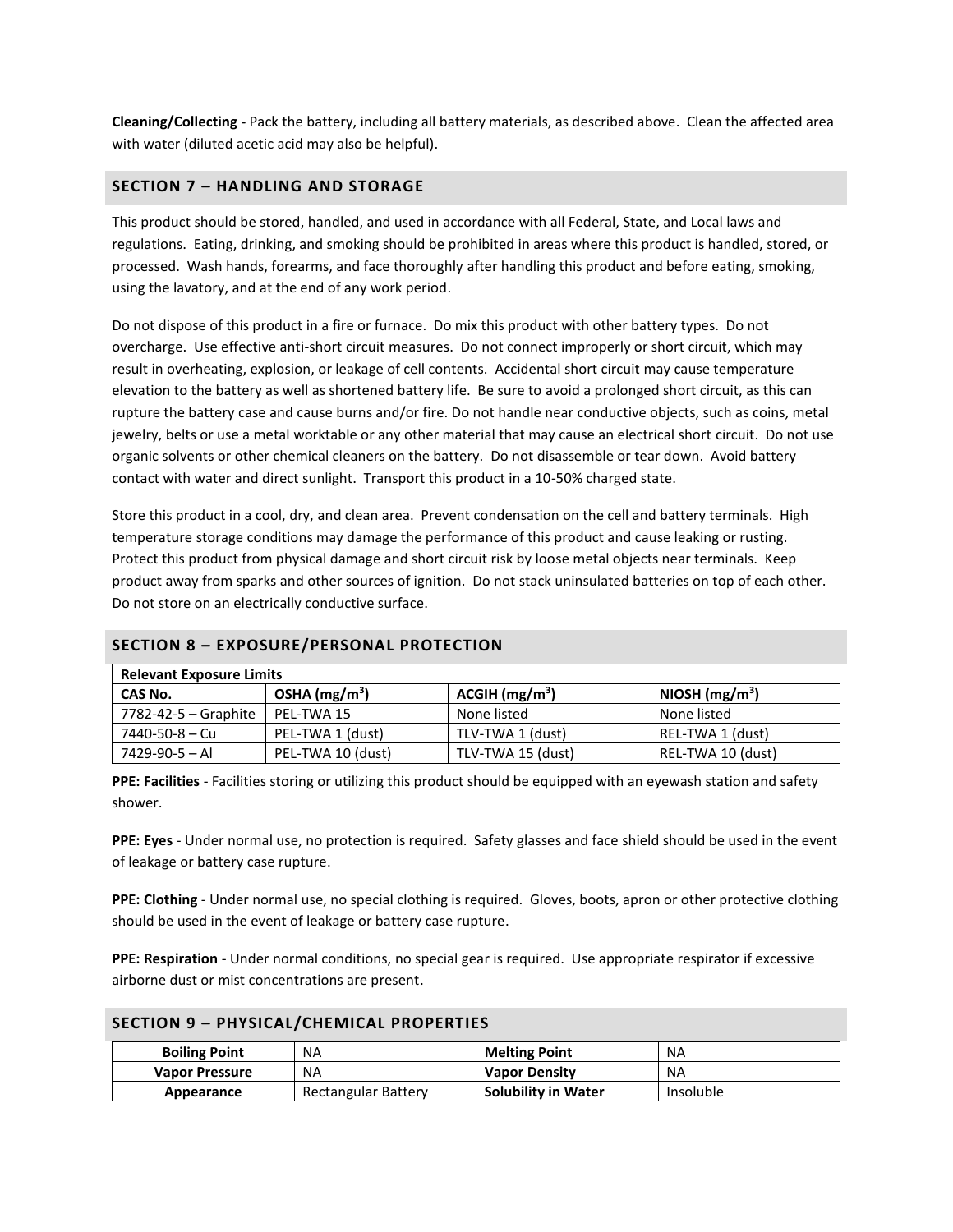**Cleaning/Collecting -** Pack the battery, including all battery materials, as described above. Clean the affected area with water (diluted acetic acid may also be helpful).

## SECTION 7 – HANDLING AND STORAGE

This product should be stored, handled, and used in accordance with all Federal, State, and Local laws and regulations. Eating, drinking, and smoking should be prohibited in areas where this product is handled, stored, or processed. Wash hands, forearms, and face thoroughly after handling this product and before eating, smoking, using the lavatory, and at the end of any work period.

Do not dispose of this product in a fire or furnace. Do mix this product with other battery types. Do not overcharge. Use effective anti-short circuit measures. Do not connect improperly or short circuit, which may result in overheating, explosion, or leakage of cell contents. Accidental short circuit may cause temperature elevation to the battery as well as shortened battery life. Be sure to avoid a prolonged short circuit, as this can rupture the battery case and cause burns and/or fire. Do not handle near conductive objects, such as coins, metal jewelry, belts or use a metal worktable or any other material that may cause an electrical short circuit. Do not use organic solvents or other chemical cleaners on the battery. Do not disassemble or tear down. Avoid battery contact with water and direct sunlight. Transport this product in a 10-50% charged state.

Store this product in a cool, dry, and clean area. Prevent condensation on the cell and battery terminals. High temperature storage conditions may damage the performance of this product and cause leaking or rusting. Protect this product from physical damage and short circuit risk by loose metal objects near terminals. Keep product away from sparks and other sources of ignition. Do not stack uninsulated batteries on top of each other. Do not store on an electrically conductive surface.

## SECTION 8 – EXPOSURE/PERSONAL PROTECTION

| **Relevant Exposure Limits** | | | |
|---|---|---|---|
| **CAS No.** | **OSHA ($mg/m^3$)** | **ACGIH ($mg/m^3$)** | **NIOSH ($mg/m^3$)** |
| 7782-42-5 – Graphite | PEL-TWA 15 | None listed | None listed |
| 7440-50-8 – Cu | PEL-TWA 1 (dust) | TLV-TWA 1 (dust) | REL-TWA 1 (dust) |
| 7429-90-5 – Al | PEL-TWA 10 (dust) | TLV-TWA 15 (dust) | REL-TWA 10 (dust) |

**PPE: Facilities** - Facilities storing or utilizing this product should be equipped with an eyewash station and safety shower.

**PPE: Eyes** - Under normal use, no protection is required. Safety glasses and face shield should be used in the event of leakage or battery case rupture.

**PPE: Clothing** - Under normal use, no special clothing is required. Gloves, boots, apron or other protective clothing should be used in the event of leakage or battery case rupture.

**PPE: Respiration** - Under normal conditions, no special gear is required. Use appropriate respirator if excessive airborne dust or mist concentrations are present.

## SECTION 9 – PHYSICAL/CHEMICAL PROPERTIES

| **Boiling Point** | NA | **Melting Point** | NA |
|---|---|---|---|
| **Vapor Pressure** | NA | **Vapor Density** | NA |
| **Appearance** | Rectangular Battery | **Solubility in Water** | Insoluble |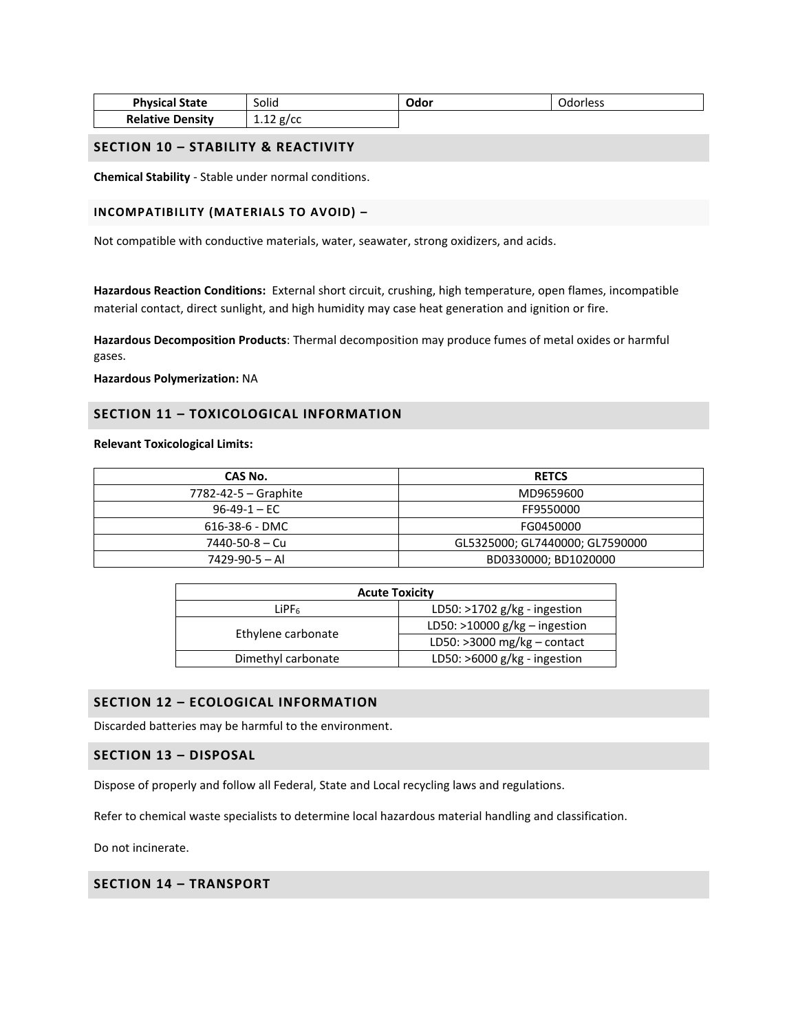| Physical State | Solid | Odor | Odorless |
| --- | --- | --- | --- |
| Relative Density | 1.12 g/cc | | |

## SECTION 10 – STABILITY & REACTIVITY

**Chemical Stability** - Stable under normal conditions.

### INCOMPATIBILITY (MATERIALS TO AVOID) –

Not compatible with conductive materials, water, seawater, strong oxidizers, and acids.

**Hazardous Reaction Conditions:** External short circuit, crushing, high temperature, open flames, incompatible material contact, direct sunlight, and high humidity may case heat generation and ignition or fire.

**Hazardous Decomposition Products**: Thermal decomposition may produce fumes of metal oxides or harmful gases.

**Hazardous Polymerization:** NA

## SECTION 11 – TOXICOLOGICAL INFORMATION

**Relevant Toxicological Limits:**

| CAS No. | RETCS |
| --- | --- |
| 7782-42-5 – Graphite | MD9659600 |
| 96-49-1 – EC | FF9550000 |
| 616-38-6 - DMC | FG0450000 |
| 7440-50-8 – Cu | GL5325000; GL7440000; GL7590000 |
| 7429-90-5 – Al | BD0330000; BD1020000 |

| Acute Toxicity | |
| --- | --- |
| $LiPF_6$ | LD50: >1702 g/kg - ingestion |
| Ethylene carbonate | LD50: >10000 g/kg – ingestion |
| | LD50: >3000 mg/kg – contact |
| Dimethyl carbonate | LD50: >6000 g/kg - ingestion |

## SECTION 12 – ECOLOGICAL INFORMATION

Discarded batteries may be harmful to the environment.

## SECTION 13 – DISPOSAL

Dispose of properly and follow all Federal, State and Local recycling laws and regulations.

Refer to chemical waste specialists to determine local hazardous material handling and classification.

Do not incinerate.

## SECTION 14 – TRANSPORT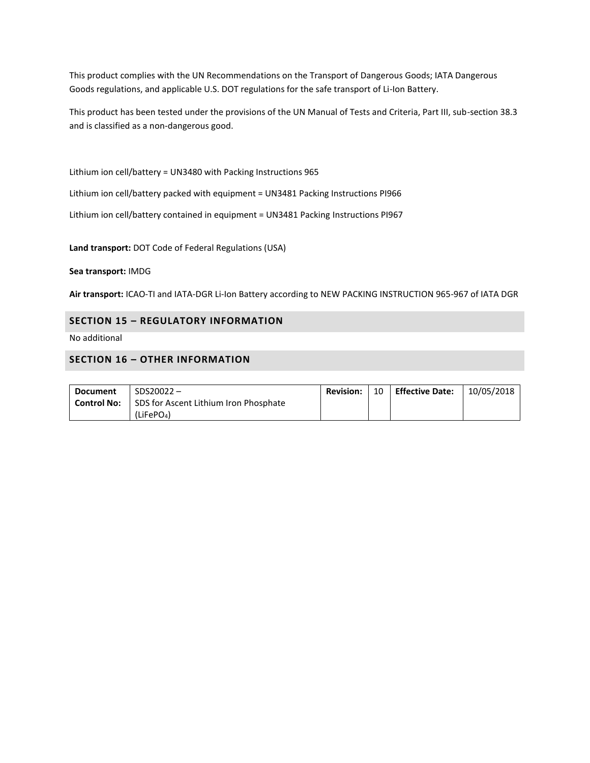This product complies with the UN Recommendations on the Transport of Dangerous Goods; IATA Dangerous Goods regulations, and applicable U.S. DOT regulations for the safe transport of Li-Ion Battery.

This product has been tested under the provisions of the UN Manual of Tests and Criteria, Part III, sub-section 38.3 and is classified as a non-dangerous good.

Lithium ion cell/battery = UN3480 with Packing Instructions 965

Lithium ion cell/battery packed with equipment = UN3481 Packing Instructions PI966

Lithium ion cell/battery contained in equipment = UN3481 Packing Instructions PI967

**Land transport:** DOT Code of Federal Regulations (USA)

**Sea transport:** IMDG

**Air transport:** ICAO-TI and IATA-DGR Li-Ion Battery according to NEW PACKING INSTRUCTION 965-967 of IATA DGR

## SECTION 15 – REGULATORY INFORMATION

No additional

## SECTION 16 – OTHER INFORMATION

| | | | | | |
|---|---|---|---|---|---|
| **Document Control No:** | SDS20022 – SDS for Ascent Lithium Iron Phosphate ($LiFePO_4$) | **Revision:** | 10 | **Effective Date:** | 10/05/2018 |